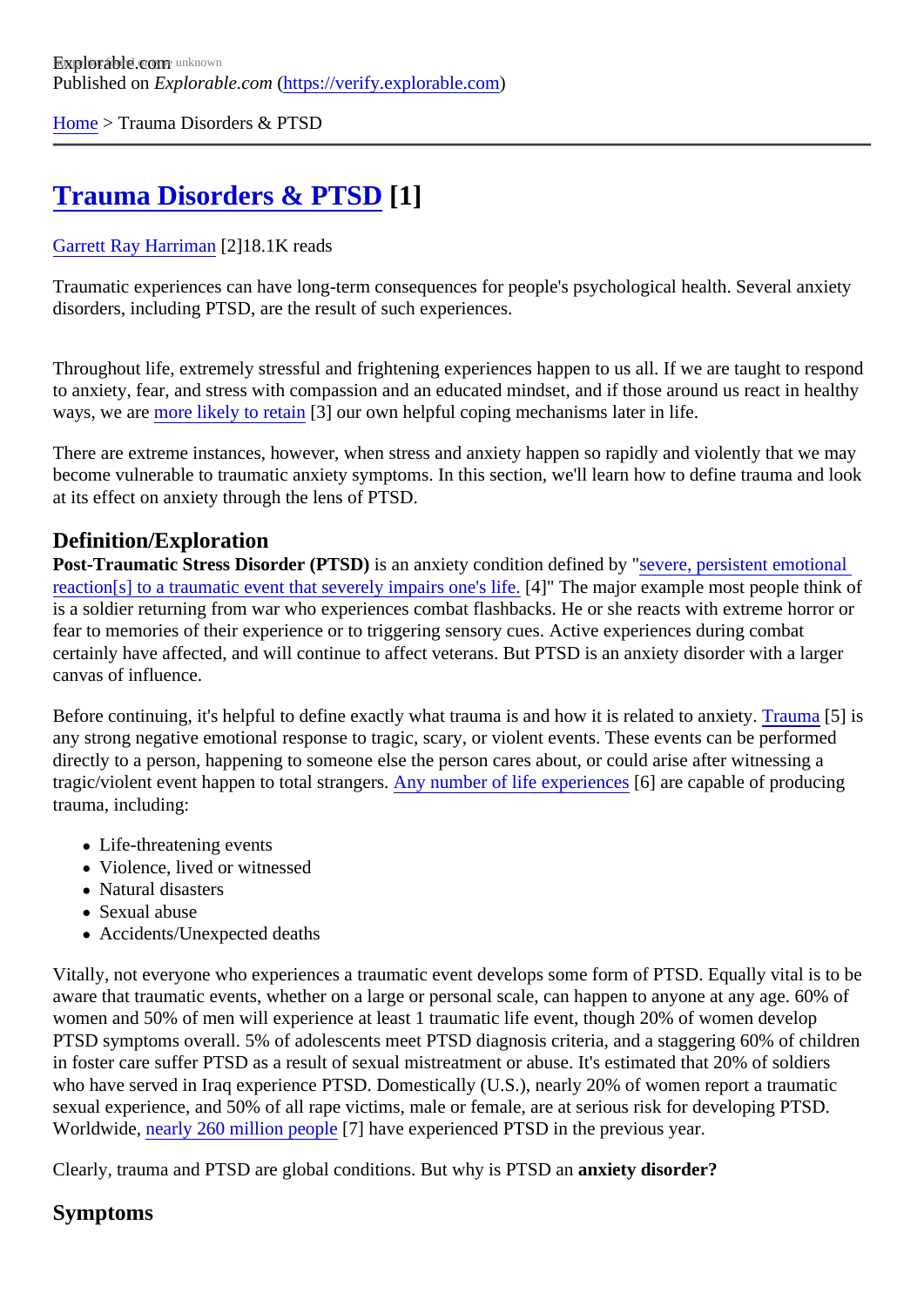Explorable.com

Published on *Explorable.com* (https://verify.explorable.com)

Home > Trauma Disorders & PTSD

# Trauma Disorders & PTSD [1]

Garrett Ray Harriman [2]18.1K reads

Traumatic experiences can have long-term consequences for people's psychological health. Several anxiety disorders, including PTSD, are the result of such experiences.

Throughout life, extremely stressful and frightening experiences happen to us all. If we are taught to respond to anxiety, fear, and stress with compassion and an educated mindset, and if those around us react in healthy ways, we are more likely to retain [3] our own helpful coping mechanisms later in life.

There are extreme instances, however, when stress and anxiety happen so rapidly and violently that we may become vulnerable to traumatic anxiety symptoms. In this section, we'll learn how to define trauma and look at its effect on anxiety through the lens of PTSD.

## Definition/Exploration

**Post-Traumatic Stress Disorder (PTSD)** is an anxiety condition defined by "severe, persistent emotional reaction[s] to a traumatic event that severely impairs one's life. [4]" The major example most people think of is a soldier returning from war who experiences combat flashbacks. He or she reacts with extreme horror or fear to memories of their experience or to triggering sensory cues. Active experiences during combat certainly have affected, and will continue to affect veterans. But PTSD is an anxiety disorder with a larger canvas of influence.

Before continuing, it's helpful to define exactly what trauma is and how it is related to anxiety. Trauma [5] is any strong negative emotional response to tragic, scary, or violent events. These events can be performed directly to a person, happening to someone else the person cares about, or could arise after witnessing a tragic/violent event happen to total strangers. Any number of life experiences [6] are capable of producing trauma, including:

- Life-threatening events
- Violence, lived or witnessed
- Natural disasters
- Sexual abuse
- Accidents/Unexpected deaths

Vitally, not everyone who experiences a traumatic event develops some form of PTSD. Equally vital is to be aware that traumatic events, whether on a large or personal scale, can happen to anyone at any age. 60% of women and 50% of men will experience at least 1 traumatic life event, though 20% of women develop PTSD symptoms overall. 5% of adolescents meet PTSD diagnosis criteria, and a staggering 60% of children in foster care suffer PTSD as a result of sexual mistreatment or abuse. It's estimated that 20% of soldiers who have served in Iraq experience PTSD. Domestically (U.S.), nearly 20% of women report a traumatic sexual experience, and 50% of all rape victims, male or female, are at serious risk for developing PTSD. Worldwide, nearly 260 million people [7] have experienced PTSD in the previous year.

Clearly, trauma and PTSD are global conditions. But why is PTSD an **anxiety disorder?**

## Symptoms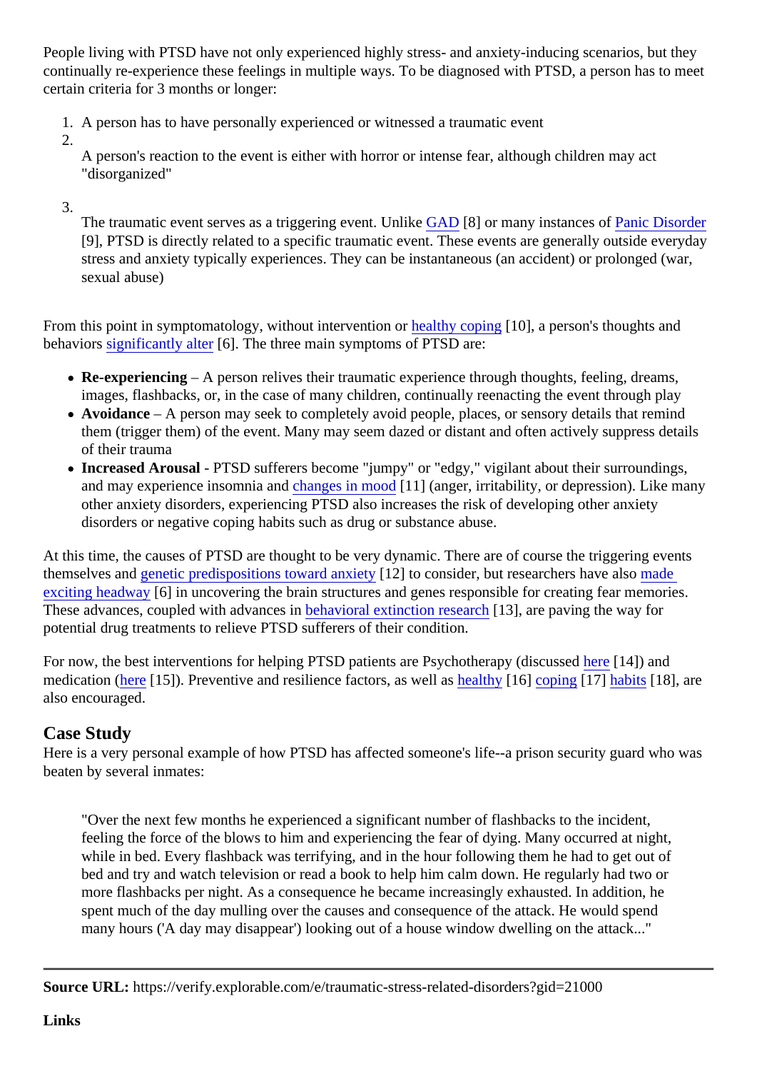People living with PTSD have not only experienced highly stress- and anxiety-inducing scenarios, but they continually re-experience these feelings in multiple ways. To be diagnosed with PTSD, a person has to meet certain criteria for 3 months or longer:

1. A person has to have personally experienced or witnessed a traumatic event
2. A person's reaction to the event is either with horror or intense fear, although children may act "disorganized"
3. The traumatic event serves as a triggering event. Unlike GAD [8] or many instances of Panic Disorder [9], PTSD is directly related to a specific traumatic event. These events are generally outside everyday stress and anxiety typically experiences. They can be instantaneous (an accident) or prolonged (war, sexual abuse)

From this point in symptomatology, without intervention or healthy coping [10], a person's thoughts and behaviors significantly alter [6]. The three main symptoms of PTSD are:

- **Re-experiencing** – A person relives their traumatic experience through thoughts, feeling, dreams, images, flashbacks, or, in the case of many children, continually reenacting the event through play
- **Avoidance** – A person may seek to completely avoid people, places, or sensory details that remind them (trigger them) of the event. Many may seem dazed or distant and often actively suppress details of their trauma
- **Increased Arousal** - PTSD sufferers become "jumpy" or "edgy," vigilant about their surroundings, and may experience insomnia and changes in mood [11] (anger, irritability, or depression). Like many other anxiety disorders, experiencing PTSD also increases the risk of developing other anxiety disorders or negative coping habits such as drug or substance abuse.

At this time, the causes of PTSD are thought to be very dynamic. There are of course the triggering events themselves and genetic predispositions toward anxiety [12] to consider, but researchers have also made exciting headway [6] in uncovering the brain structures and genes responsible for creating fear memories. These advances, coupled with advances in behavioral extinction research [13], are paving the way for potential drug treatments to relieve PTSD sufferers of their condition.

For now, the best interventions for helping PTSD patients are Psychotherapy (discussed here [14]) and medication (here [15]). Preventive and resilience factors, as well as healthy [16] coping [17] habits [18], are also encouraged.

## Case Study

Here is a very personal example of how PTSD has affected someone's life--a prison security guard who was beaten by several inmates:

> "Over the next few months he experienced a significant number of flashbacks to the incident, feeling the force of the blows to him and experiencing the fear of dying. Many occurred at night, while in bed. Every flashback was terrifying, and in the hour following them he had to get out of bed and try and watch television or read a book to help him calm down. He regularly had two or more flashbacks per night. As a consequence he became increasingly exhausted. In addition, he spent much of the day mulling over the causes and consequence of the attack. He would spend many hours ('A day may disappear') looking out of a house window dwelling on the attack..."

---

**Source URL:** https://verify.explorable.com/e/traumatic-stress-related-disorders?gid=21000

**Links**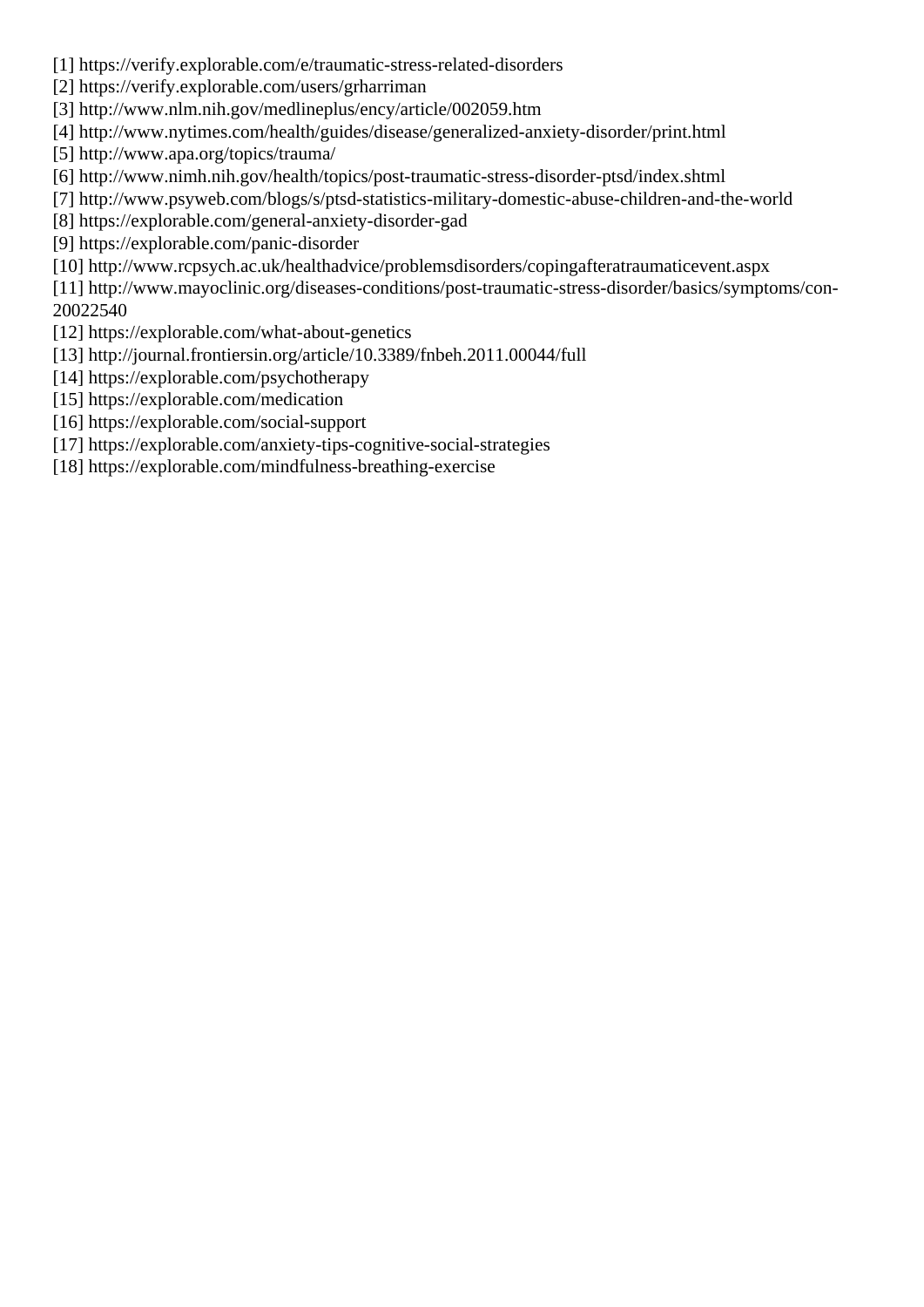[1] https://verify.explorable.com/e/traumatic-stress-related-disorders
[2] https://verify.explorable.com/users/grharriman
[3] http://www.nlm.nih.gov/medlineplus/ency/article/002059.htm
[4] http://www.nytimes.com/health/guides/disease/generalized-anxiety-disorder/print.html
[5] http://www.apa.org/topics/trauma/
[6] http://www.nimh.nih.gov/health/topics/post-traumatic-stress-disorder-ptsd/index.shtml
[7] http://www.psyweb.com/blogs/s/ptsd-statistics-military-domestic-abuse-children-and-the-world
[8] https://explorable.com/general-anxiety-disorder-gad
[9] https://explorable.com/panic-disorder
[10] http://www.rcpsych.ac.uk/healthadvice/problemsdisorders/copingafteratraumaticevent.aspx
[11] http://www.mayoclinic.org/diseases-conditions/post-traumatic-stress-disorder/basics/symptoms/con-20022540
[12] https://explorable.com/what-about-genetics
[13] http://journal.frontiersin.org/article/10.3389/fnbeh.2011.00044/full
[14] https://explorable.com/psychotherapy
[15] https://explorable.com/medication
[16] https://explorable.com/social-support
[17] https://explorable.com/anxiety-tips-cognitive-social-strategies
[18] https://explorable.com/mindfulness-breathing-exercise